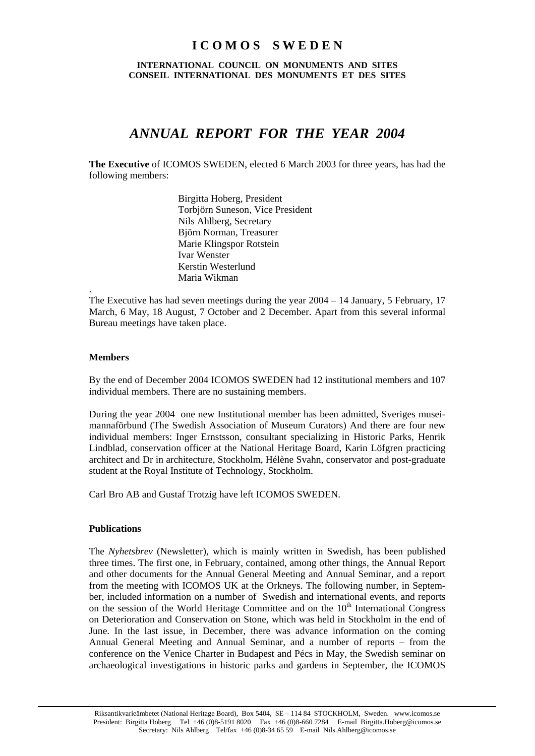# ICOMOS SWEDEN

**INTERNATIONAL COUNCIL ON MONUMENTS AND SITES**
**CONSEIL INTERNATIONAL DES MONUMENTS ET DES SITES**

## *ANNUAL REPORT FOR THE YEAR 2004*

**The Executive** of ICOMOS SWEDEN, elected 6 March 2003 for three years, has had the following members:

Birgitta Hoberg, President
Torbjörn Suneson, Vice President
Nils Ahlberg, Secretary
Björn Norman, Treasurer
Marie Klingspor Rotstein
Ivar Wenster
Kerstin Westerlund
Maria Wikman

.
The Executive has had seven meetings during the year 2004 – 14 January, 5 February, 17 March, 6 May, 18 August, 7 October and 2 December. Apart from this several informal Bureau meetings have taken place.

### Members

By the end of December 2004 ICOMOS SWEDEN had 12 institutional members and 107 individual members. There are no sustaining members.

During the year 2004 one new Institutional member has been admitted, Sveriges museimannaförbund (The Swedish Association of Museum Curators) And there are four new individual members: Inger Ernstsson, consultant specializing in Historic Parks, Henrik Lindblad, conservation officer at the National Heritage Board, Karin Löfgren practicing architect and Dr in architecture, Stockholm, Hélène Svahn, conservator and post-graduate student at the Royal Institute of Technology, Stockholm.

Carl Bro AB and Gustaf Trotzig have left ICOMOS SWEDEN.

### Publications

The *Nyhetsbrev* (Newsletter), which is mainly written in Swedish, has been published three times. The first one, in February, contained, among other things, the Annual Report and other documents for the Annual General Meeting and Annual Seminar, and a report from the meeting with ICOMOS UK at the Orkneys. The following number, in September, included information on a number of Swedish and international events, and reports on the session of the World Heritage Committee and on the 10th International Congress on Deterioration and Conservation on Stone, which was held in Stockholm in the end of June. In the last issue, in December, there was advance information on the coming Annual General Meeting and Annual Seminar, and a number of reports – from the conference on the Venice Charter in Budapest and Pécs in May, the Swedish seminar on archaeological investigations in historic parks and gardens in September, the ICOMOS

Riksantikvarieämbetet (National Heritage Board), Box 5404, SE – 114 84 STOCKHOLM, Sweden. www.icomos.se
President: Birgitta Hoberg Tel +46 (0)8-5191 8020 Fax +46 (0)8-660 7284 E-mail Birgitta.Hoberg@icomos.se
Secretary: Nils Ahlberg Tel/fax +46 (0)8-34 65 59 E-mail Nils.Ahlberg@icomos.se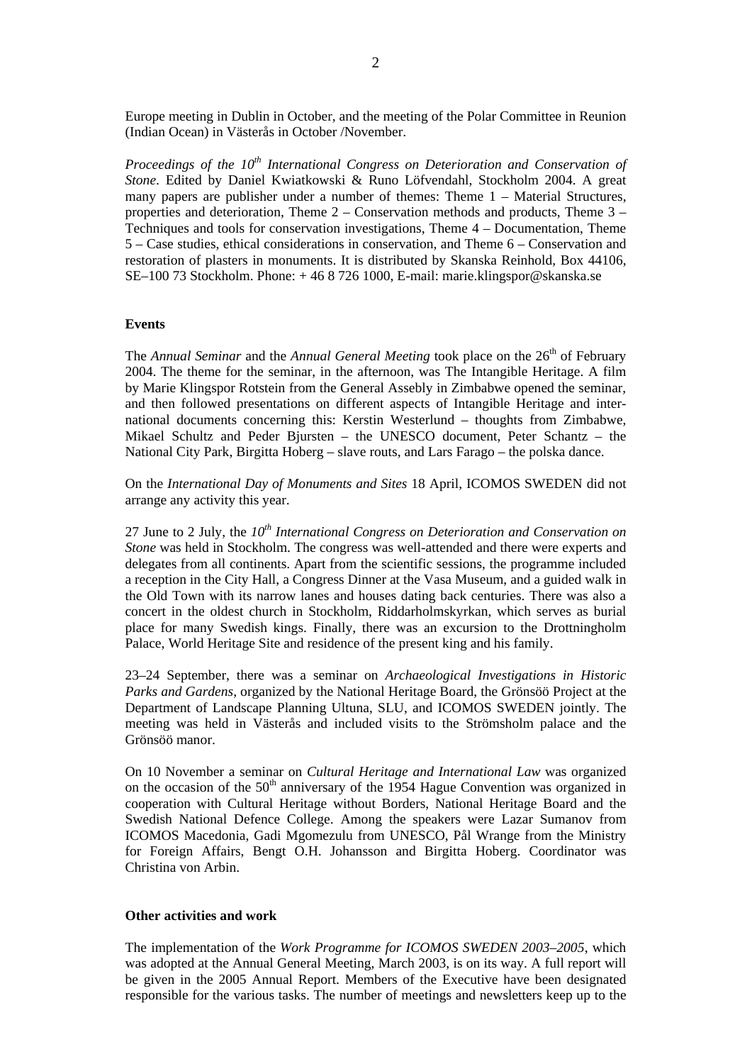Europe meeting in Dublin in October, and the meeting of the Polar Committee in Reunion (Indian Ocean) in Västerås in October /November.

*Proceedings of the 10th International Congress on Deterioration and Conservation of Stone*. Edited by Daniel Kwiatkowski & Runo Löfvendahl, Stockholm 2004. A great many papers are publisher under a number of themes: Theme 1 – Material Structures, properties and deterioration, Theme 2 – Conservation methods and products, Theme 3 – Techniques and tools for conservation investigations, Theme 4 – Documentation, Theme 5 – Case studies, ethical considerations in conservation, and Theme 6 – Conservation and restoration of plasters in monuments. It is distributed by Skanska Reinhold, Box 44106, SE–100 73 Stockholm. Phone: + 46 8 726 1000, E-mail: marie.klingspor@skanska.se

**Events**

The *Annual Seminar* and the *Annual General Meeting* took place on the 26th of February 2004. The theme for the seminar, in the afternoon, was The Intangible Heritage. A film by Marie Klingspor Rotstein from the General Assebly in Zimbabwe opened the seminar, and then followed presentations on different aspects of Intangible Heritage and international documents concerning this: Kerstin Westerlund – thoughts from Zimbabwe, Mikael Schultz and Peder Bjursten – the UNESCO document, Peter Schantz – the National City Park, Birgitta Hoberg – slave routs, and Lars Farago – the polska dance.

On the *International Day of Monuments and Sites* 18 April, ICOMOS SWEDEN did not arrange any activity this year.

27 June to 2 July, the *10th International Congress on Deterioration and Conservation on Stone* was held in Stockholm. The congress was well-attended and there were experts and delegates from all continents. Apart from the scientific sessions, the programme included a reception in the City Hall, a Congress Dinner at the Vasa Museum, and a guided walk in the Old Town with its narrow lanes and houses dating back centuries. There was also a concert in the oldest church in Stockholm, Riddarholmskyrkan, which serves as burial place for many Swedish kings. Finally, there was an excursion to the Drottningholm Palace, World Heritage Site and residence of the present king and his family.

23–24 September, there was a seminar on *Archaeological Investigations in Historic Parks and Gardens*, organized by the National Heritage Board, the Grönsöö Project at the Department of Landscape Planning Ultuna, SLU, and ICOMOS SWEDEN jointly. The meeting was held in Västerås and included visits to the Strömsholm palace and the Grönsöö manor.

On 10 November a seminar on *Cultural Heritage and International Law* was organized on the occasion of the 50th anniversary of the 1954 Hague Convention was organized in cooperation with Cultural Heritage without Borders, National Heritage Board and the Swedish National Defence College. Among the speakers were Lazar Sumanov from ICOMOS Macedonia, Gadi Mgomezulu from UNESCO, Pål Wrange from the Ministry for Foreign Affairs, Bengt O.H. Johansson and Birgitta Hoberg. Coordinator was Christina von Arbin.

**Other activities and work**

The implementation of the *Work Programme for ICOMOS SWEDEN 2003–2005*, which was adopted at the Annual General Meeting, March 2003, is on its way. A full report will be given in the 2005 Annual Report. Members of the Executive have been designated responsible for the various tasks. The number of meetings and newsletters keep up to the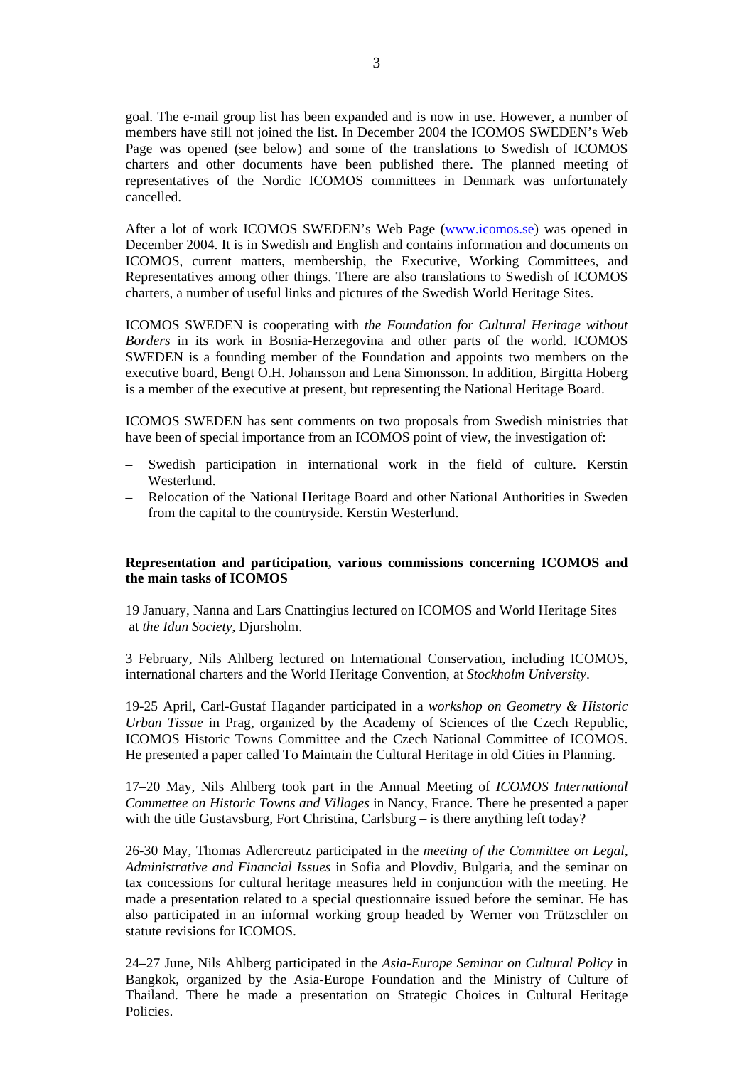goal. The e-mail group list has been expanded and is now in use. However, a number of members have still not joined the list. In December 2004 the ICOMOS SWEDEN's Web Page was opened (see below) and some of the translations to Swedish of ICOMOS charters and other documents have been published there. The planned meeting of representatives of the Nordic ICOMOS committees in Denmark was unfortunately cancelled.

After a lot of work ICOMOS SWEDEN's Web Page ([www.icomos.se](http://www.icomos.se)) was opened in December 2004. It is in Swedish and English and contains information and documents on ICOMOS, current matters, membership, the Executive, Working Committees, and Representatives among other things. There are also translations to Swedish of ICOMOS charters, a number of useful links and pictures of the Swedish World Heritage Sites.

ICOMOS SWEDEN is cooperating with *the Foundation for Cultural Heritage without Borders* in its work in Bosnia-Herzegovina and other parts of the world. ICOMOS SWEDEN is a founding member of the Foundation and appoints two members on the executive board, Bengt O.H. Johansson and Lena Simonsson. In addition, Birgitta Hoberg is a member of the executive at present, but representing the National Heritage Board.

ICOMOS SWEDEN has sent comments on two proposals from Swedish ministries that have been of special importance from an ICOMOS point of view, the investigation of:

– Swedish participation in international work in the field of culture. Kerstin Westerlund.
– Relocation of the National Heritage Board and other National Authorities in Sweden from the capital to the countryside. Kerstin Westerlund.

**Representation and participation, various commissions concerning ICOMOS and the main tasks of ICOMOS**

19 January, Nanna and Lars Cnattingius lectured on ICOMOS and World Heritage Sites at *the Idun Society*, Djursholm.

3 February, Nils Ahlberg lectured on International Conservation, including ICOMOS, international charters and the World Heritage Convention, at *Stockholm University*.

19-25 April, Carl-Gustaf Hagander participated in a *workshop on Geometry & Historic Urban Tissue* in Prag, organized by the Academy of Sciences of the Czech Republic, ICOMOS Historic Towns Committee and the Czech National Committee of ICOMOS. He presented a paper called To Maintain the Cultural Heritage in old Cities in Planning.

17–20 May, Nils Ahlberg took part in the Annual Meeting of *ICOMOS International Commettee on Historic Towns and Villages* in Nancy, France. There he presented a paper with the title Gustavsburg, Fort Christina, Carlsburg – is there anything left today?

26-30 May, Thomas Adlercreutz participated in the *meeting of the Committee on Legal, Administrative and Financial Issues* in Sofia and Plovdiv, Bulgaria, and the seminar on tax concessions for cultural heritage measures held in conjunction with the meeting. He made a presentation related to a special questionnaire issued before the seminar. He has also participated in an informal working group headed by Werner von Trützschler on statute revisions for ICOMOS.

24–27 June, Nils Ahlberg participated in the *Asia-Europe Seminar on Cultural Policy* in Bangkok, organized by the Asia-Europe Foundation and the Ministry of Culture of Thailand. There he made a presentation on Strategic Choices in Cultural Heritage Policies.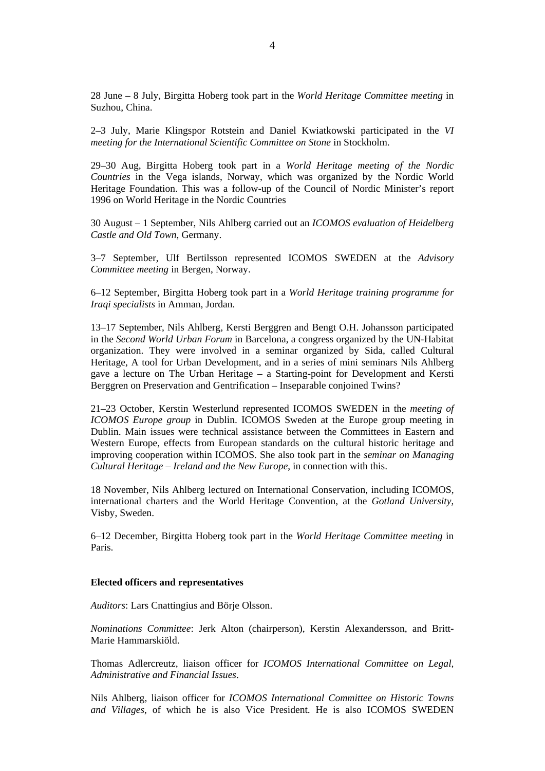28 June – 8 July, Birgitta Hoberg took part in the *World Heritage Committee meeting* in Suzhou, China.

2–3 July, Marie Klingspor Rotstein and Daniel Kwiatkowski participated in the *VI meeting for the International Scientific Committee on Stone* in Stockholm.

29–30 Aug, Birgitta Hoberg took part in a *World Heritage meeting of the Nordic Countries* in the Vega islands, Norway, which was organized by the Nordic World Heritage Foundation. This was a follow-up of the Council of Nordic Minister's report 1996 on World Heritage in the Nordic Countries

30 August – 1 September, Nils Ahlberg carried out an *ICOMOS evaluation of Heidelberg Castle and Old Town*, Germany.

3–7 September, Ulf Bertilsson represented ICOMOS SWEDEN at the *Advisory Committee meeting* in Bergen, Norway.

6–12 September, Birgitta Hoberg took part in a *World Heritage training programme for Iraqi specialists* in Amman, Jordan.

13–17 September, Nils Ahlberg, Kersti Berggren and Bengt O.H. Johansson participated in the *Second World Urban Forum* in Barcelona, a congress organized by the UN-Habitat organization. They were involved in a seminar organized by Sida, called Cultural Heritage, A tool for Urban Development, and in a series of mini seminars Nils Ahlberg gave a lecture on The Urban Heritage – a Starting-point for Development and Kersti Berggren on Preservation and Gentrification – Inseparable conjoined Twins?

21–23 October, Kerstin Westerlund represented ICOMOS SWEDEN in the *meeting of ICOMOS Europe group* in Dublin. ICOMOS Sweden at the Europe group meeting in Dublin. Main issues were technical assistance between the Committees in Eastern and Western Europe, effects from European standards on the cultural historic heritage and improving cooperation within ICOMOS. She also took part in the *seminar on Managing Cultural Heritage – Ireland and the New Europe*, in connection with this.

18 November, Nils Ahlberg lectured on International Conservation, including ICOMOS, international charters and the World Heritage Convention, at the *Gotland University*, Visby, Sweden.

6–12 December, Birgitta Hoberg took part in the *World Heritage Committee meeting* in Paris.

**Elected officers and representatives**

*Auditors*: Lars Cnattingius and Börje Olsson.

*Nominations Committee*: Jerk Alton (chairperson), Kerstin Alexandersson, and Britt-Marie Hammarskiöld.

Thomas Adlercreutz, liaison officer for *ICOMOS International Committee on Legal, Administrative and Financial Issues*.

Nils Ahlberg, liaison officer for *ICOMOS International Committee on Historic Towns and Villages*, of which he is also Vice President. He is also ICOMOS SWEDEN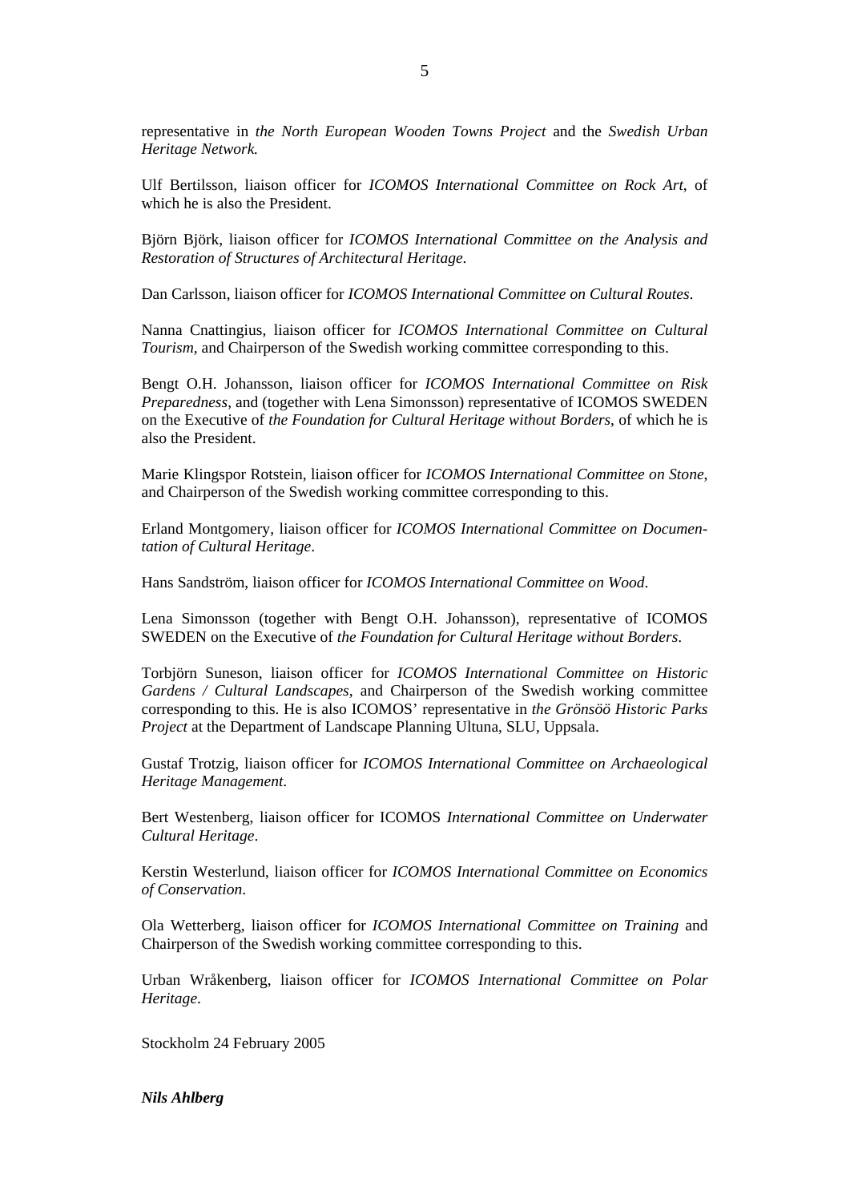representative in *the North European Wooden Towns Project* and the *Swedish Urban Heritage Network.*

Ulf Bertilsson, liaison officer for *ICOMOS International Committee on Rock Art*, of which he is also the President.

Björn Björk, liaison officer for *ICOMOS International Committee on the Analysis and Restoration of Structures of Architectural Heritage.*

Dan Carlsson, liaison officer for *ICOMOS International Committee on Cultural Routes*.

Nanna Cnattingius, liaison officer for *ICOMOS International Committee on Cultural Tourism*, and Chairperson of the Swedish working committee corresponding to this.

Bengt O.H. Johansson, liaison officer for *ICOMOS International Committee on Risk Preparedness*, and (together with Lena Simonsson) representative of ICOMOS SWEDEN on the Executive of *the Foundation for Cultural Heritage without Borders*, of which he is also the President.

Marie Klingspor Rotstein, liaison officer for *ICOMOS International Committee on Stone*, and Chairperson of the Swedish working committee corresponding to this.

Erland Montgomery, liaison officer for *ICOMOS International Committee on Documentation of Cultural Heritage*.

Hans Sandström, liaison officer for *ICOMOS International Committee on Wood*.

Lena Simonsson (together with Bengt O.H. Johansson), representative of ICOMOS SWEDEN on the Executive of *the Foundation for Cultural Heritage without Borders*.

Torbjörn Suneson, liaison officer for *ICOMOS International Committee on Historic Gardens / Cultural Landscapes*, and Chairperson of the Swedish working committee corresponding to this. He is also ICOMOS' representative in *the Grönsöö Historic Parks Project* at the Department of Landscape Planning Ultuna, SLU, Uppsala.

Gustaf Trotzig, liaison officer for *ICOMOS International Committee on Archaeological Heritage Management.*

Bert Westenberg, liaison officer for ICOMOS *International Committee on Underwater Cultural Heritage*.

Kerstin Westerlund, liaison officer for *ICOMOS International Committee on Economics of Conservation*.

Ola Wetterberg, liaison officer for *ICOMOS International Committee on Training* and Chairperson of the Swedish working committee corresponding to this.

Urban Wråkenberg, liaison officer for *ICOMOS International Committee on Polar Heritage*.

Stockholm 24 February 2005

***Nils Ahlberg***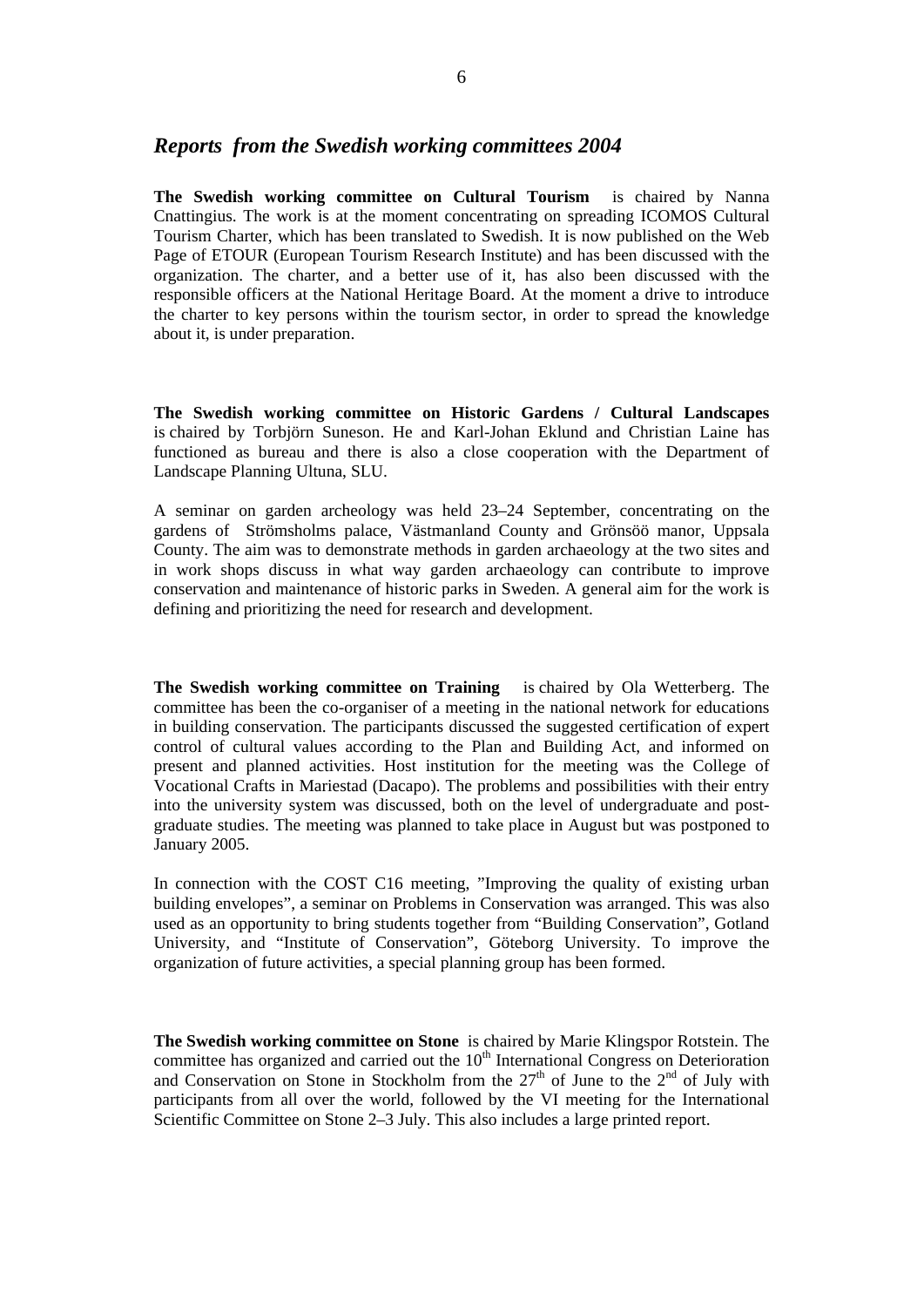## *Reports from the Swedish working committees 2004*

**The Swedish working committee on Cultural Tourism** is chaired by Nanna Cnattingius. The work is at the moment concentrating on spreading ICOMOS Cultural Tourism Charter, which has been translated to Swedish. It is now published on the Web Page of ETOUR (European Tourism Research Institute) and has been discussed with the organization. The charter, and a better use of it, has also been discussed with the responsible officers at the National Heritage Board. At the moment a drive to introduce the charter to key persons within the tourism sector, in order to spread the knowledge about it, is under preparation.

**The Swedish working committee on Historic Gardens / Cultural Landscapes** is chaired by Torbjörn Suneson. He and Karl-Johan Eklund and Christian Laine has functioned as bureau and there is also a close cooperation with the Department of Landscape Planning Ultuna, SLU.

A seminar on garden archeology was held 23–24 September, concentrating on the gardens of Strömsholms palace, Västmanland County and Grönsöö manor, Uppsala County. The aim was to demonstrate methods in garden archaeology at the two sites and in work shops discuss in what way garden archaeology can contribute to improve conservation and maintenance of historic parks in Sweden. A general aim for the work is defining and prioritizing the need for research and development.

**The Swedish working committee on Training** is chaired by Ola Wetterberg. The committee has been the co-organiser of a meeting in the national network for educations in building conservation. The participants discussed the suggested certification of expert control of cultural values according to the Plan and Building Act, and informed on present and planned activities. Host institution for the meeting was the College of Vocational Crafts in Mariestad (Dacapo). The problems and possibilities with their entry into the university system was discussed, both on the level of undergraduate and post-graduate studies. The meeting was planned to take place in August but was postponed to January 2005.

In connection with the COST C16 meeting, ”Improving the quality of existing urban building envelopes”, a seminar on Problems in Conservation was arranged. This was also used as an opportunity to bring students together from “Building Conservation”, Gotland University, and “Institute of Conservation”, Göteborg University. To improve the organization of future activities, a special planning group has been formed.

**The Swedish working committee on Stone** is chaired by Marie Klingspor Rotstein. The committee has organized and carried out the 10$^{th}$ International Congress on Deterioration and Conservation on Stone in Stockholm from the 27$^{th}$ of June to the 2$^{nd}$ of July with participants from all over the world, followed by the VI meeting for the International Scientific Committee on Stone 2–3 July. This also includes a large printed report.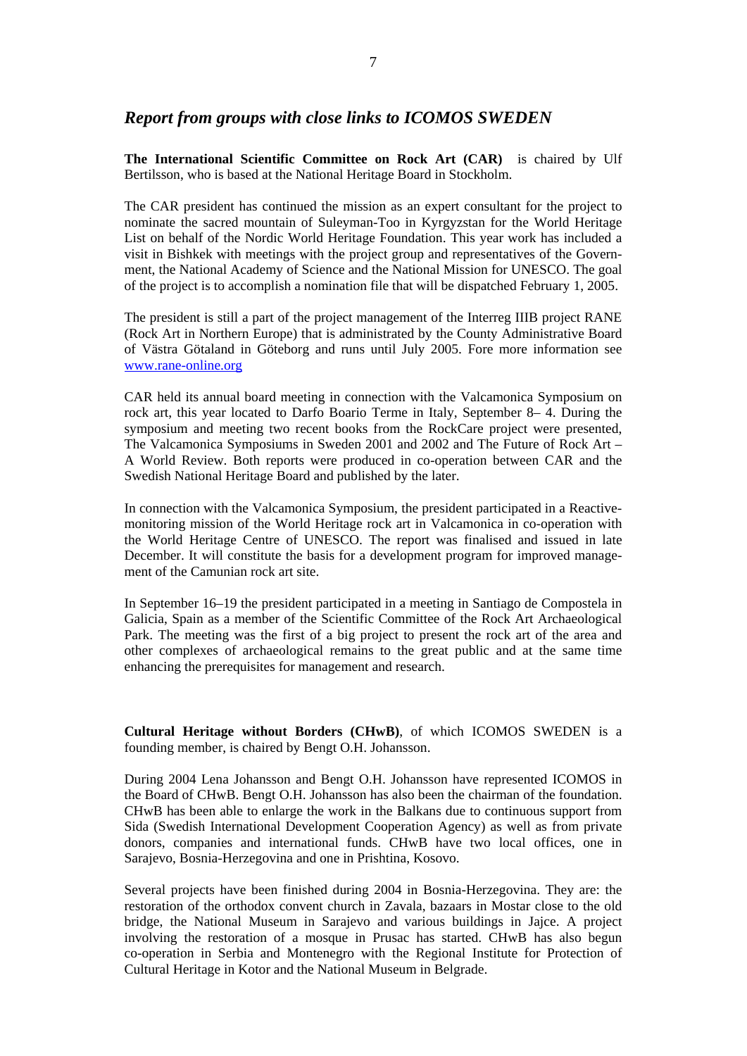## *Report from groups with close links to ICOMOS SWEDEN*

**The International Scientific Committee on Rock Art (CAR)** is chaired by Ulf Bertilsson, who is based at the National Heritage Board in Stockholm.

The CAR president has continued the mission as an expert consultant for the project to nominate the sacred mountain of Suleyman-Too in Kyrgyzstan for the World Heritage List on behalf of the Nordic World Heritage Foundation. This year work has included a visit in Bishkek with meetings with the project group and representatives of the Government, the National Academy of Science and the National Mission for UNESCO. The goal of the project is to accomplish a nomination file that will be dispatched February 1, 2005.

The president is still a part of the project management of the Interreg IIIB project RANE (Rock Art in Northern Europe) that is administrated by the County Administrative Board of Västra Götaland in Göteborg and runs until July 2005. Fore more information see www.rane-online.org

CAR held its annual board meeting in connection with the Valcamonica Symposium on rock art, this year located to Darfo Boario Terme in Italy, September 8– 4. During the symposium and meeting two recent books from the RockCare project were presented, The Valcamonica Symposiums in Sweden 2001 and 2002 and The Future of Rock Art – A World Review. Both reports were produced in co-operation between CAR and the Swedish National Heritage Board and published by the later.

In connection with the Valcamonica Symposium, the president participated in a Reactive-monitoring mission of the World Heritage rock art in Valcamonica in co-operation with the World Heritage Centre of UNESCO. The report was finalised and issued in late December. It will constitute the basis for a development program for improved management of the Camunian rock art site.

In September 16–19 the president participated in a meeting in Santiago de Compostela in Galicia, Spain as a member of the Scientific Committee of the Rock Art Archaeological Park. The meeting was the first of a big project to present the rock art of the area and other complexes of archaeological remains to the great public and at the same time enhancing the prerequisites for management and research.

**Cultural Heritage without Borders (CHwB)**, of which ICOMOS SWEDEN is a founding member, is chaired by Bengt O.H. Johansson.

During 2004 Lena Johansson and Bengt O.H. Johansson have represented ICOMOS in the Board of CHwB. Bengt O.H. Johansson has also been the chairman of the foundation. CHwB has been able to enlarge the work in the Balkans due to continuous support from Sida (Swedish International Development Cooperation Agency) as well as from private donors, companies and international funds. CHwB have two local offices, one in Sarajevo, Bosnia-Herzegovina and one in Prishtina, Kosovo.

Several projects have been finished during 2004 in Bosnia-Herzegovina. They are: the restoration of the orthodox convent church in Zavala, bazaars in Mostar close to the old bridge, the National Museum in Sarajevo and various buildings in Jajce. A project involving the restoration of a mosque in Prusac has started. CHwB has also begun co-operation in Serbia and Montenegro with the Regional Institute for Protection of Cultural Heritage in Kotor and the National Museum in Belgrade.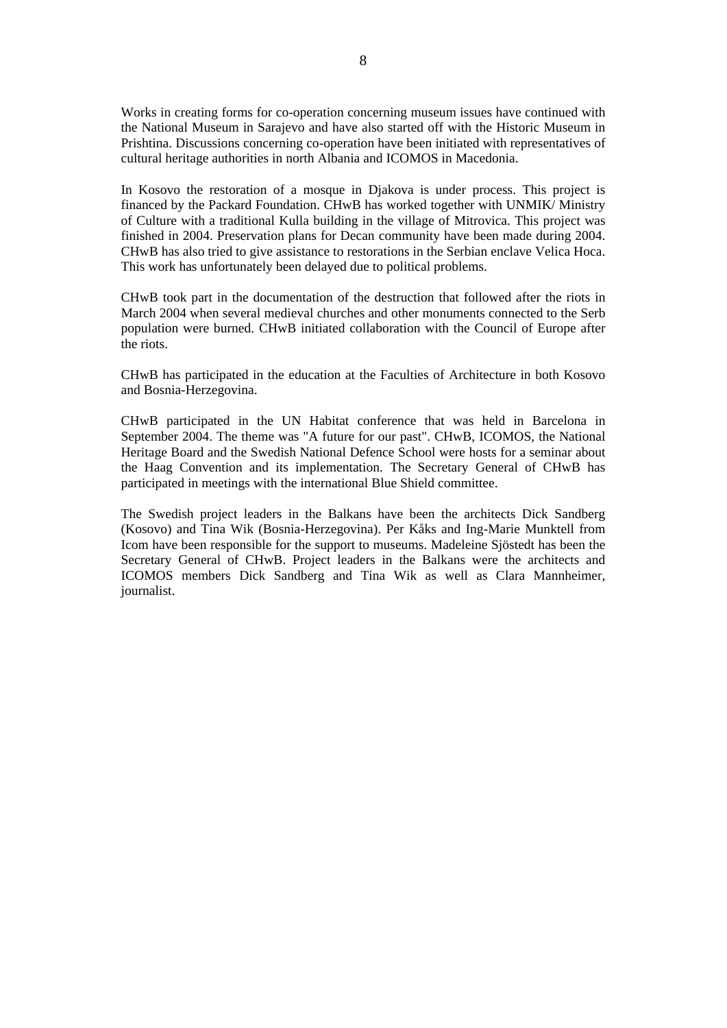Works in creating forms for co-operation concerning museum issues have continued with the National Museum in Sarajevo and have also started off with the Historic Museum in Prishtina. Discussions concerning co-operation have been initiated with representatives of cultural heritage authorities in north Albania and ICOMOS in Macedonia.

In Kosovo the restoration of a mosque in Djakova is under process. This project is financed by the Packard Foundation. CHwB has worked together with UNMIK/ Ministry of Culture with a traditional Kulla building in the village of Mitrovica. This project was finished in 2004. Preservation plans for Decan community have been made during 2004. CHwB has also tried to give assistance to restorations in the Serbian enclave Velica Hoca. This work has unfortunately been delayed due to political problems.

CHwB took part in the documentation of the destruction that followed after the riots in March 2004 when several medieval churches and other monuments connected to the Serb population were burned. CHwB initiated collaboration with the Council of Europe after the riots.

CHwB has participated in the education at the Faculties of Architecture in both Kosovo and Bosnia-Herzegovina.

CHwB participated in the UN Habitat conference that was held in Barcelona in September 2004. The theme was "A future for our past". CHwB, ICOMOS, the National Heritage Board and the Swedish National Defence School were hosts for a seminar about the Haag Convention and its implementation. The Secretary General of CHwB has participated in meetings with the international Blue Shield committee.

The Swedish project leaders in the Balkans have been the architects Dick Sandberg (Kosovo) and Tina Wik (Bosnia-Herzegovina). Per Kåks and Ing-Marie Munktell from Icom have been responsible for the support to museums. Madeleine Sjöstedt has been the Secretary General of CHwB. Project leaders in the Balkans were the architects and ICOMOS members Dick Sandberg and Tina Wik as well as Clara Mannheimer, journalist.